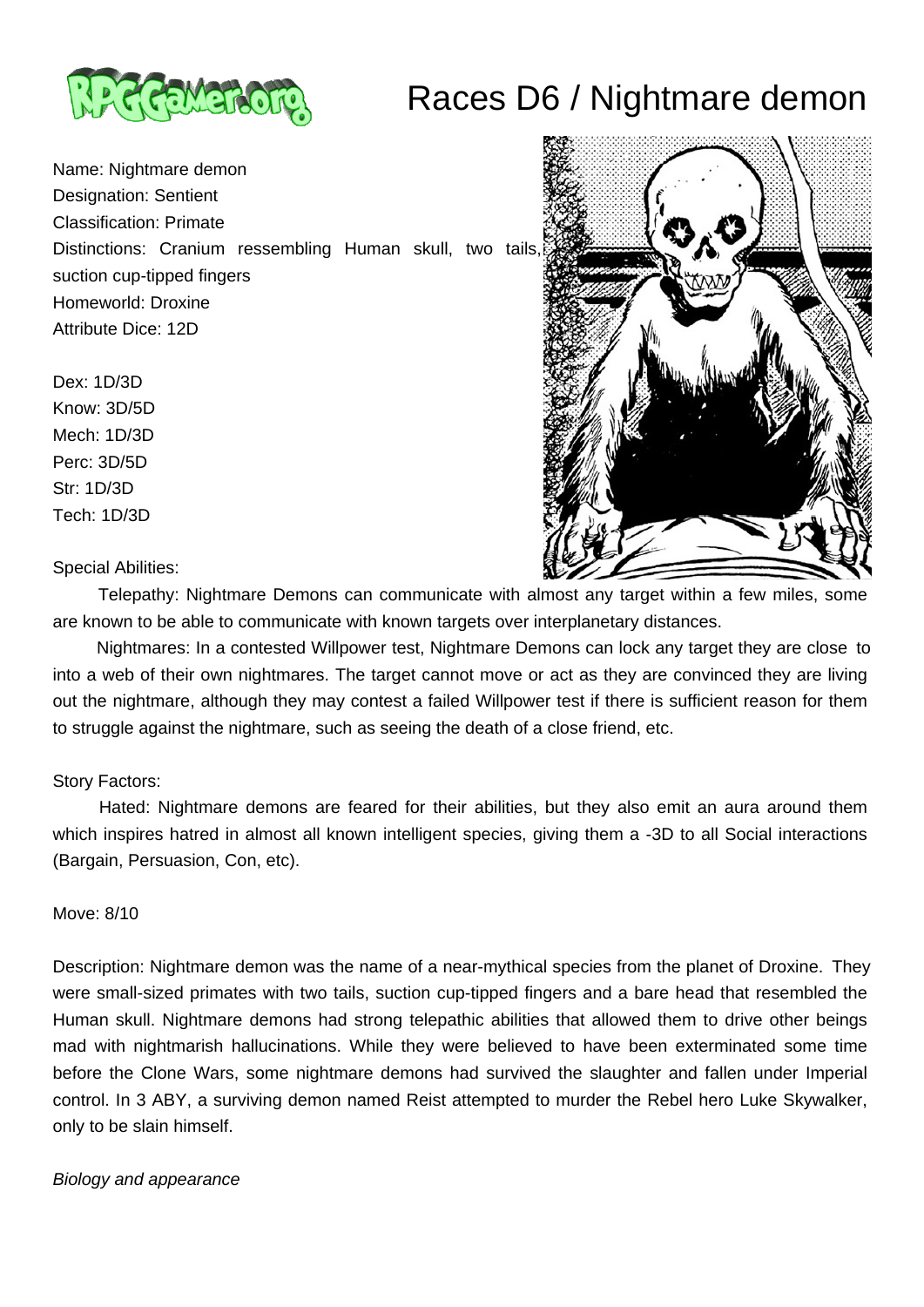# Races D6 / Nightmare demon

Name: Nightmare demon
Designation: Sentient
Classification: Primate
Distinctions: Cranium ressembling Human skull, two tails, suction cup-tipped fingers
Homeworld: Droxine
Attribute Dice: 12D

Dex: 1D/3D
Know: 3D/5D
Mech: 1D/3D
Perc: 3D/5D
Str: 1D/3D
Tech: 1D/3D

Special Abilities:

Telepathy: Nightmare Demons can communicate with almost any target within a few miles, some are known to be able to communicate with known targets over interplanetary distances.

Nightmares: In a contested Willpower test, Nightmare Demons can lock any target they are close to into a web of their own nightmares. The target cannot move or act as they are convinced they are living out the nightmare, although they may contest a failed Willpower test if there is sufficient reason for them to struggle against the nightmare, such as seeing the death of a close friend, etc.

Story Factors:

Hated: Nightmare demons are feared for their abilities, but they also emit an aura around them which inspires hatred in almost all known intelligent species, giving them a -3D to all Social interactions (Bargain, Persuasion, Con, etc).

Move: 8/10

Description: Nightmare demon was the name of a near-mythical species from the planet of Droxine. They were small-sized primates with two tails, suction cup-tipped fingers and a bare head that resembled the Human skull. Nightmare demons had strong telepathic abilities that allowed them to drive other beings mad with nightmarish hallucinations. While they were believed to have been exterminated some time before the Clone Wars, some nightmare demons had survived the slaughter and fallen under Imperial control. In 3 ABY, a surviving demon named Reist attempted to murder the Rebel hero Luke Skywalker, only to be slain himself.

*Biology and appearance*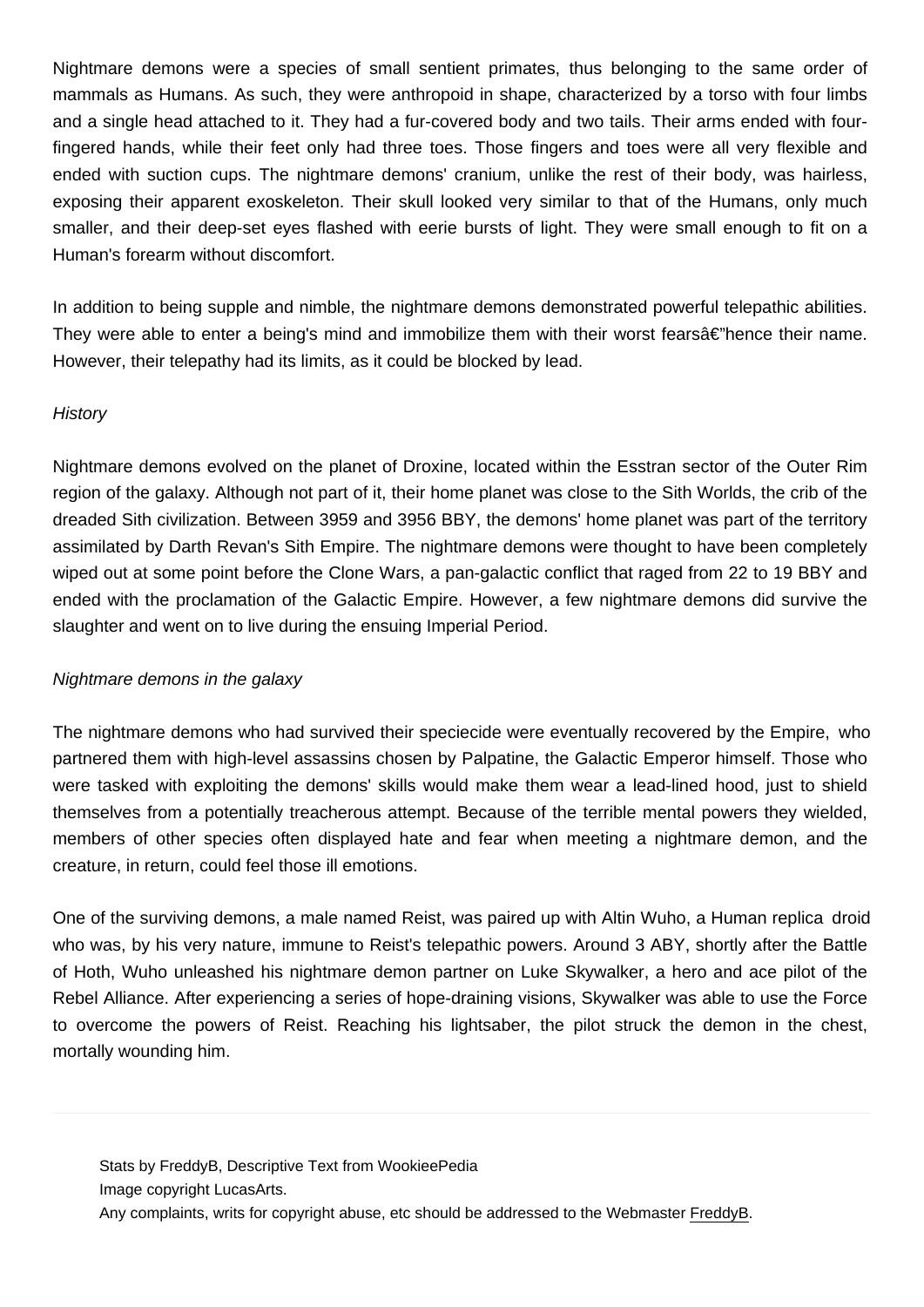Nightmare demons were a species of small sentient primates, thus belonging to the same order of mammals as Humans. As such, they were anthropoid in shape, characterized by a torso with four limbs and a single head attached to it. They had a fur-covered body and two tails. Their arms ended with four-fingered hands, while their feet only had three toes. Those fingers and toes were all very flexible and ended with suction cups. The nightmare demons' cranium, unlike the rest of their body, was hairless, exposing their apparent exoskeleton. Their skull looked very similar to that of the Humans, only much smaller, and their deep-set eyes flashed with eerie bursts of light. They were small enough to fit on a Human's forearm without discomfort.

In addition to being supple and nimble, the nightmare demons demonstrated powerful telepathic abilities. They were able to enter a being's mind and immobilize them with their worst fearsâ€"hence their name. However, their telepathy had its limits, as it could be blocked by lead.

*History*

Nightmare demons evolved on the planet of Droxine, located within the Esstran sector of the Outer Rim region of the galaxy. Although not part of it, their home planet was close to the Sith Worlds, the crib of the dreaded Sith civilization. Between 3959 and 3956 BBY, the demons' home planet was part of the territory assimilated by Darth Revan's Sith Empire. The nightmare demons were thought to have been completely wiped out at some point before the Clone Wars, a pan-galactic conflict that raged from 22 to 19 BBY and ended with the proclamation of the Galactic Empire. However, a few nightmare demons did survive the slaughter and went on to live during the ensuing Imperial Period.

*Nightmare demons in the galaxy*

The nightmare demons who had survived their speciecide were eventually recovered by the Empire, who partnered them with high-level assassins chosen by Palpatine, the Galactic Emperor himself. Those who were tasked with exploiting the demons' skills would make them wear a lead-lined hood, just to shield themselves from a potentially treacherous attempt. Because of the terrible mental powers they wielded, members of other species often displayed hate and fear when meeting a nightmare demon, and the creature, in return, could feel those ill emotions.

One of the surviving demons, a male named Reist, was paired up with Altin Wuho, a Human replica droid who was, by his very nature, immune to Reist's telepathic powers. Around 3 ABY, shortly after the Battle of Hoth, Wuho unleashed his nightmare demon partner on Luke Skywalker, a hero and ace pilot of the Rebel Alliance. After experiencing a series of hope-draining visions, Skywalker was able to use the Force to overcome the powers of Reist. Reaching his lightsaber, the pilot struck the demon in the chest, mortally wounding him.

---

Stats by FreddyB, Descriptive Text from WookieePedia
Image copyright LucasArts.
Any complaints, writs for copyright abuse, etc should be addressed to the Webmaster FreddyB.